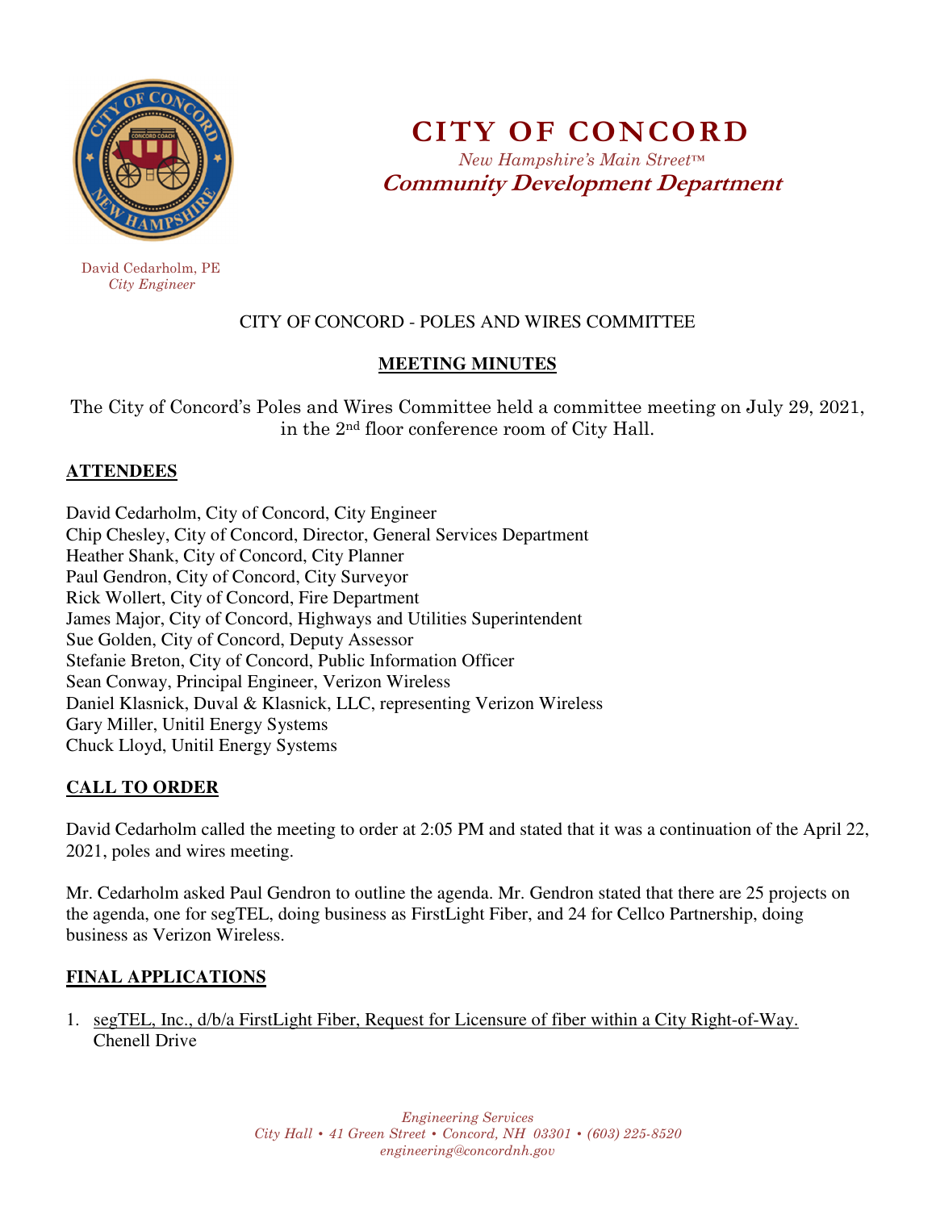# CITY OF CONCORD

*New Hampshire's Main Street™*

***Community Development Department***

David Cedarholm, PE
*City Engineer*

CITY OF CONCORD - POLES AND WIRES COMMITTEE

## MEETING MINUTES

The City of Concord's Poles and Wires Committee held a committee meeting on July 29, 2021, in the 2nd floor conference room of City Hall.

## ATTENDEES

David Cedarholm, City of Concord, City Engineer
Chip Chesley, City of Concord, Director, General Services Department
Heather Shank, City of Concord, City Planner
Paul Gendron, City of Concord, City Surveyor
Rick Wollert, City of Concord, Fire Department
James Major, City of Concord, Highways and Utilities Superintendent
Sue Golden, City of Concord, Deputy Assessor
Stefanie Breton, City of Concord, Public Information Officer
Sean Conway, Principal Engineer, Verizon Wireless
Daniel Klasnick, Duval & Klasnick, LLC, representing Verizon Wireless
Gary Miller, Unitil Energy Systems
Chuck Lloyd, Unitil Energy Systems

## CALL TO ORDER

David Cedarholm called the meeting to order at 2:05 PM and stated that it was a continuation of the April 22, 2021, poles and wires meeting.

Mr. Cedarholm asked Paul Gendron to outline the agenda. Mr. Gendron stated that there are 25 projects on the agenda, one for segTEL, doing business as FirstLight Fiber, and 24 for Cellco Partnership, doing business as Verizon Wireless.

## FINAL APPLICATIONS

1. segTEL, Inc., d/b/a FirstLight Fiber, Request for Licensure of fiber within a City Right-of-Way.
   Chenell Drive

*Engineering Services*
*City Hall • 41 Green Street • Concord, NH 03301 • (603) 225-8520*
*engineering@concordnh.gov*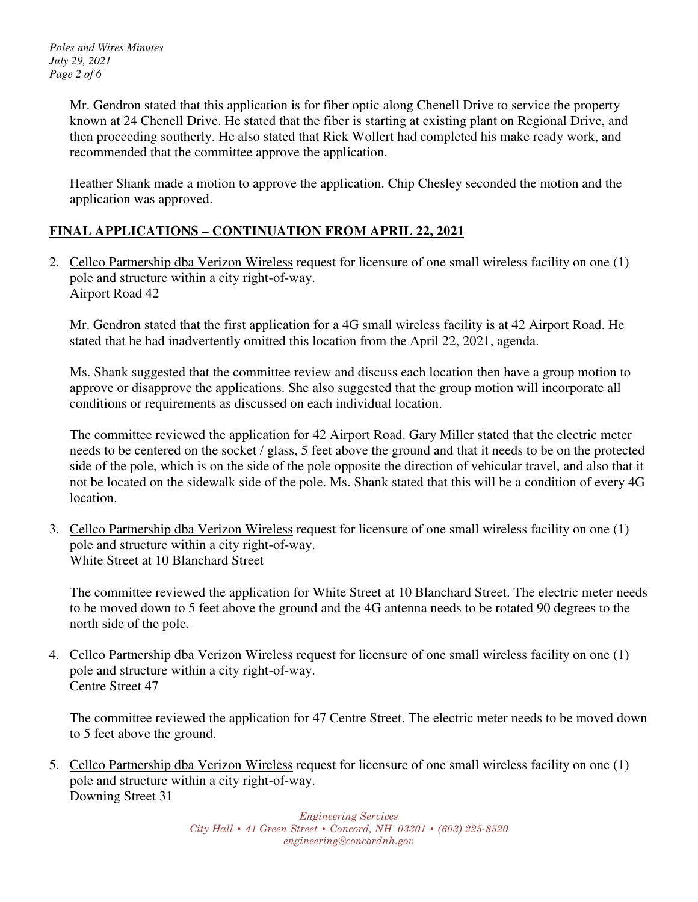Mr. Gendron stated that this application is for fiber optic along Chenell Drive to service the property known at 24 Chenell Drive. He stated that the fiber is starting at existing plant on Regional Drive, and then proceeding southerly. He also stated that Rick Wollert had completed his make ready work, and recommended that the committee approve the application.

Heather Shank made a motion to approve the application. Chip Chesley seconded the motion and the application was approved.

## FINAL APPLICATIONS – CONTINUATION FROM APRIL 22, 2021

2. Cellco Partnership dba Verizon Wireless request for licensure of one small wireless facility on one (1) pole and structure within a city right-of-way.
   Airport Road 42

   Mr. Gendron stated that the first application for a 4G small wireless facility is at 42 Airport Road. He stated that he had inadvertently omitted this location from the April 22, 2021, agenda.

   Ms. Shank suggested that the committee review and discuss each location then have a group motion to approve or disapprove the applications. She also suggested that the group motion will incorporate all conditions or requirements as discussed on each individual location.

   The committee reviewed the application for 42 Airport Road. Gary Miller stated that the electric meter needs to be centered on the socket / glass, 5 feet above the ground and that it needs to be on the protected side of the pole, which is on the side of the pole opposite the direction of vehicular travel, and also that it not be located on the sidewalk side of the pole. Ms. Shank stated that this will be a condition of every 4G location.

3. Cellco Partnership dba Verizon Wireless request for licensure of one small wireless facility on one (1) pole and structure within a city right-of-way.
   White Street at 10 Blanchard Street

   The committee reviewed the application for White Street at 10 Blanchard Street. The electric meter needs to be moved down to 5 feet above the ground and the 4G antenna needs to be rotated 90 degrees to the north side of the pole.

4. Cellco Partnership dba Verizon Wireless request for licensure of one small wireless facility on one (1) pole and structure within a city right-of-way.
   Centre Street 47

   The committee reviewed the application for 47 Centre Street. The electric meter needs to be moved down to 5 feet above the ground.

5. Cellco Partnership dba Verizon Wireless request for licensure of one small wireless facility on one (1) pole and structure within a city right-of-way.
   Downing Street 31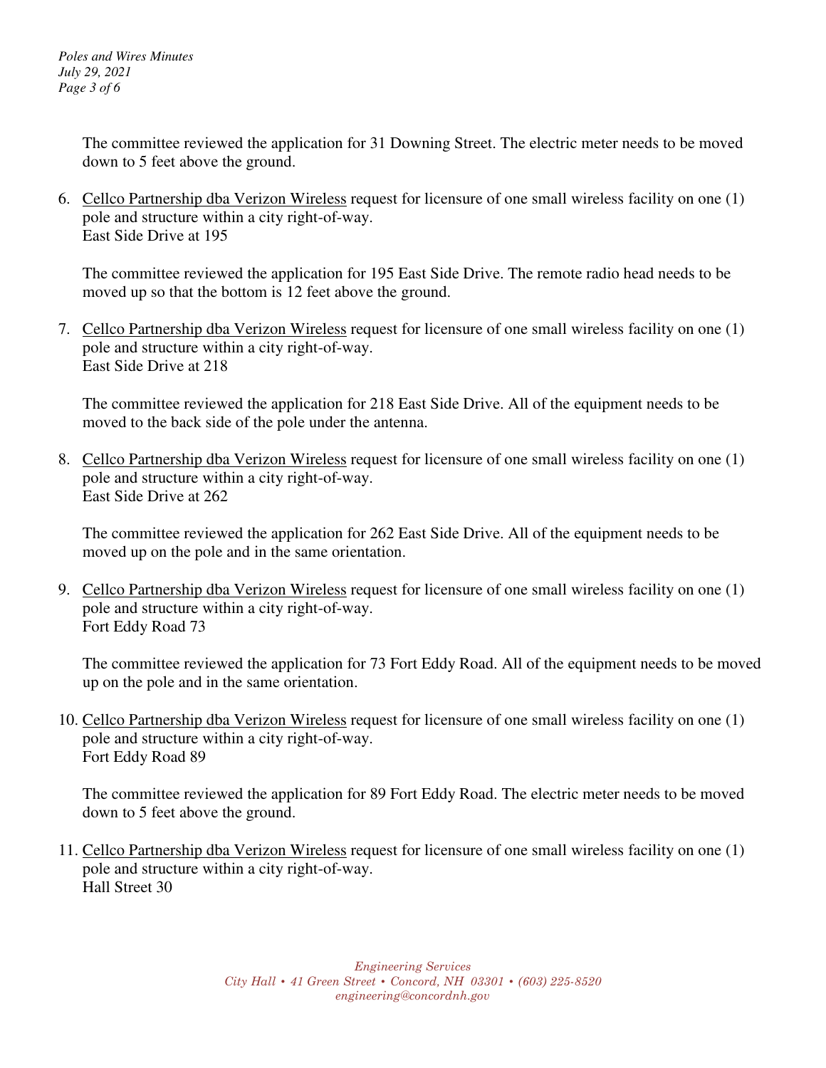The committee reviewed the application for 31 Downing Street. The electric meter needs to be moved down to 5 feet above the ground.

6. <u>Cellco Partnership dba Verizon Wireless</u> request for licensure of one small wireless facility on one (1) pole and structure within a city right-of-way.
   East Side Drive at 195

   The committee reviewed the application for 195 East Side Drive. The remote radio head needs to be moved up so that the bottom is 12 feet above the ground.

7. <u>Cellco Partnership dba Verizon Wireless</u> request for licensure of one small wireless facility on one (1) pole and structure within a city right-of-way.
   East Side Drive at 218

   The committee reviewed the application for 218 East Side Drive. All of the equipment needs to be moved to the back side of the pole under the antenna.

8. <u>Cellco Partnership dba Verizon Wireless</u> request for licensure of one small wireless facility on one (1) pole and structure within a city right-of-way.
   East Side Drive at 262

   The committee reviewed the application for 262 East Side Drive. All of the equipment needs to be moved up on the pole and in the same orientation.

9. <u>Cellco Partnership dba Verizon Wireless</u> request for licensure of one small wireless facility on one (1) pole and structure within a city right-of-way.
   Fort Eddy Road 73

   The committee reviewed the application for 73 Fort Eddy Road. All of the equipment needs to be moved up on the pole and in the same orientation.

10. <u>Cellco Partnership dba Verizon Wireless</u> request for licensure of one small wireless facility on one (1) pole and structure within a city right-of-way.
    Fort Eddy Road 89

    The committee reviewed the application for 89 Fort Eddy Road. The electric meter needs to be moved down to 5 feet above the ground.

11. <u>Cellco Partnership dba Verizon Wireless</u> request for licensure of one small wireless facility on one (1) pole and structure within a city right-of-way.
    Hall Street 30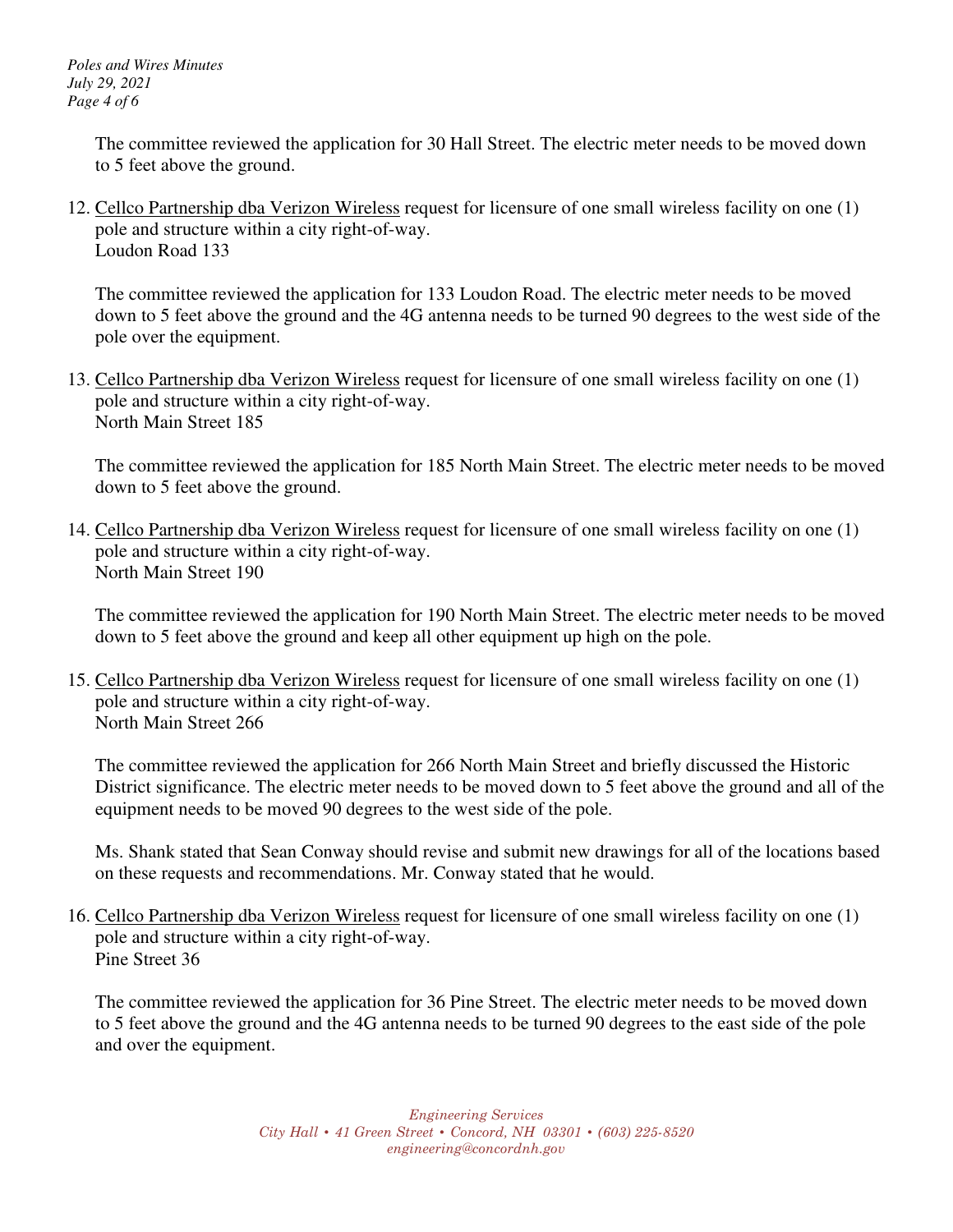The committee reviewed the application for 30 Hall Street. The electric meter needs to be moved down to 5 feet above the ground.

12. <u>Cellco Partnership dba Verizon Wireless</u> request for licensure of one small wireless facility on one (1) pole and structure within a city right-of-way.
    Loudon Road 133

    The committee reviewed the application for 133 Loudon Road. The electric meter needs to be moved down to 5 feet above the ground and the 4G antenna needs to be turned 90 degrees to the west side of the pole over the equipment.

13. <u>Cellco Partnership dba Verizon Wireless</u> request for licensure of one small wireless facility on one (1) pole and structure within a city right-of-way.
    North Main Street 185

    The committee reviewed the application for 185 North Main Street. The electric meter needs to be moved down to 5 feet above the ground.

14. <u>Cellco Partnership dba Verizon Wireless</u> request for licensure of one small wireless facility on one (1) pole and structure within a city right-of-way.
    North Main Street 190

    The committee reviewed the application for 190 North Main Street. The electric meter needs to be moved down to 5 feet above the ground and keep all other equipment up high on the pole.

15. <u>Cellco Partnership dba Verizon Wireless</u> request for licensure of one small wireless facility on one (1) pole and structure within a city right-of-way.
    North Main Street 266

    The committee reviewed the application for 266 North Main Street and briefly discussed the Historic District significance. The electric meter needs to be moved down to 5 feet above the ground and all of the equipment needs to be moved 90 degrees to the west side of the pole.

    Ms. Shank stated that Sean Conway should revise and submit new drawings for all of the locations based on these requests and recommendations. Mr. Conway stated that he would.

16. <u>Cellco Partnership dba Verizon Wireless</u> request for licensure of one small wireless facility on one (1) pole and structure within a city right-of-way.
    Pine Street 36

    The committee reviewed the application for 36 Pine Street. The electric meter needs to be moved down to 5 feet above the ground and the 4G antenna needs to be turned 90 degrees to the east side of the pole and over the equipment.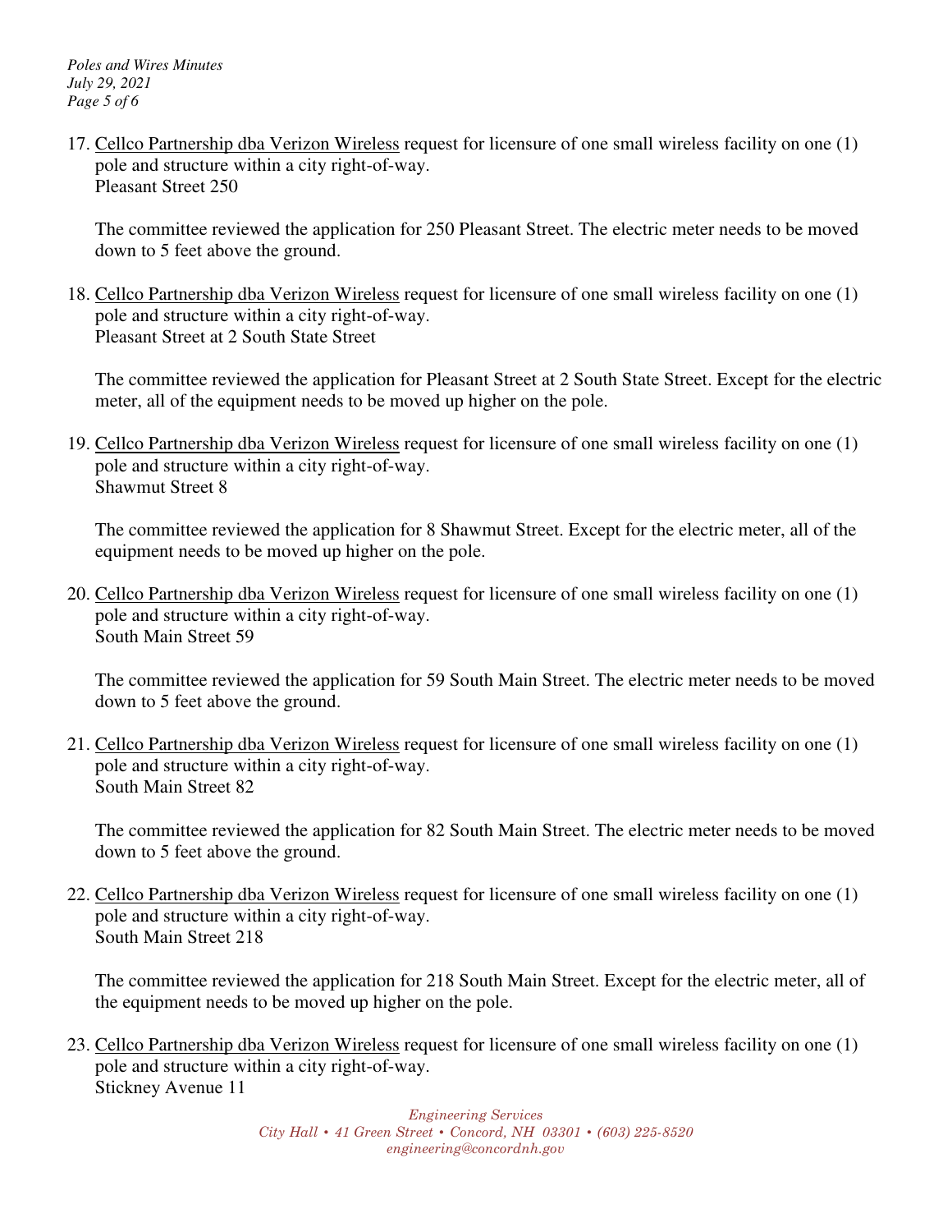17. Cellco Partnership dba Verizon Wireless request for licensure of one small wireless facility on one (1) pole and structure within a city right-of-way.
    Pleasant Street 250

    The committee reviewed the application for 250 Pleasant Street. The electric meter needs to be moved down to 5 feet above the ground.

18. Cellco Partnership dba Verizon Wireless request for licensure of one small wireless facility on one (1) pole and structure within a city right-of-way.
    Pleasant Street at 2 South State Street

    The committee reviewed the application for Pleasant Street at 2 South State Street. Except for the electric meter, all of the equipment needs to be moved up higher on the pole.

19. Cellco Partnership dba Verizon Wireless request for licensure of one small wireless facility on one (1) pole and structure within a city right-of-way.
    Shawmut Street 8

    The committee reviewed the application for 8 Shawmut Street. Except for the electric meter, all of the equipment needs to be moved up higher on the pole.

20. Cellco Partnership dba Verizon Wireless request for licensure of one small wireless facility on one (1) pole and structure within a city right-of-way.
    South Main Street 59

    The committee reviewed the application for 59 South Main Street. The electric meter needs to be moved down to 5 feet above the ground.

21. Cellco Partnership dba Verizon Wireless request for licensure of one small wireless facility on one (1) pole and structure within a city right-of-way.
    South Main Street 82

    The committee reviewed the application for 82 South Main Street. The electric meter needs to be moved down to 5 feet above the ground.

22. Cellco Partnership dba Verizon Wireless request for licensure of one small wireless facility on one (1) pole and structure within a city right-of-way.
    South Main Street 218

    The committee reviewed the application for 218 South Main Street. Except for the electric meter, all of the equipment needs to be moved up higher on the pole.

23. Cellco Partnership dba Verizon Wireless request for licensure of one small wireless facility on one (1) pole and structure within a city right-of-way.
    Stickney Avenue 11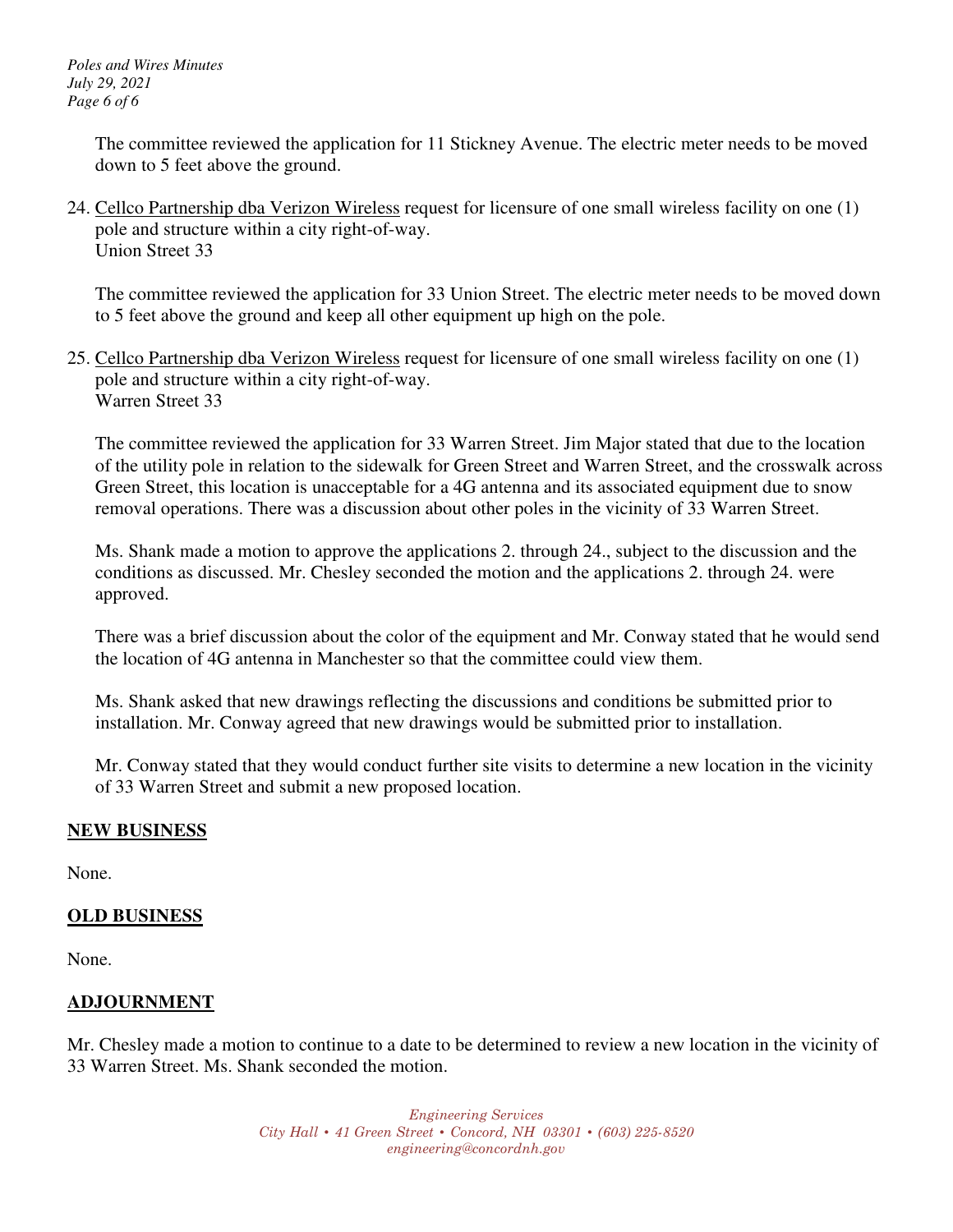The committee reviewed the application for 11 Stickney Avenue. The electric meter needs to be moved down to 5 feet above the ground.

24. Cellco Partnership dba Verizon Wireless request for licensure of one small wireless facility on one (1) pole and structure within a city right-of-way.
    Union Street 33

    The committee reviewed the application for 33 Union Street. The electric meter needs to be moved down to 5 feet above the ground and keep all other equipment up high on the pole.

25. Cellco Partnership dba Verizon Wireless request for licensure of one small wireless facility on one (1) pole and structure within a city right-of-way.
    Warren Street 33

    The committee reviewed the application for 33 Warren Street. Jim Major stated that due to the location of the utility pole in relation to the sidewalk for Green Street and Warren Street, and the crosswalk across Green Street, this location is unacceptable for a 4G antenna and its associated equipment due to snow removal operations. There was a discussion about other poles in the vicinity of 33 Warren Street.

    Ms. Shank made a motion to approve the applications 2. through 24., subject to the discussion and the conditions as discussed. Mr. Chesley seconded the motion and the applications 2. through 24. were approved.

    There was a brief discussion about the color of the equipment and Mr. Conway stated that he would send the location of 4G antenna in Manchester so that the committee could view them.

    Ms. Shank asked that new drawings reflecting the discussions and conditions be submitted prior to installation. Mr. Conway agreed that new drawings would be submitted prior to installation.

    Mr. Conway stated that they would conduct further site visits to determine a new location in the vicinity of 33 Warren Street and submit a new proposed location.

## NEW BUSINESS

None.

## OLD BUSINESS

None.

## ADJOURNMENT

Mr. Chesley made a motion to continue to a date to be determined to review a new location in the vicinity of 33 Warren Street. Ms. Shank seconded the motion.